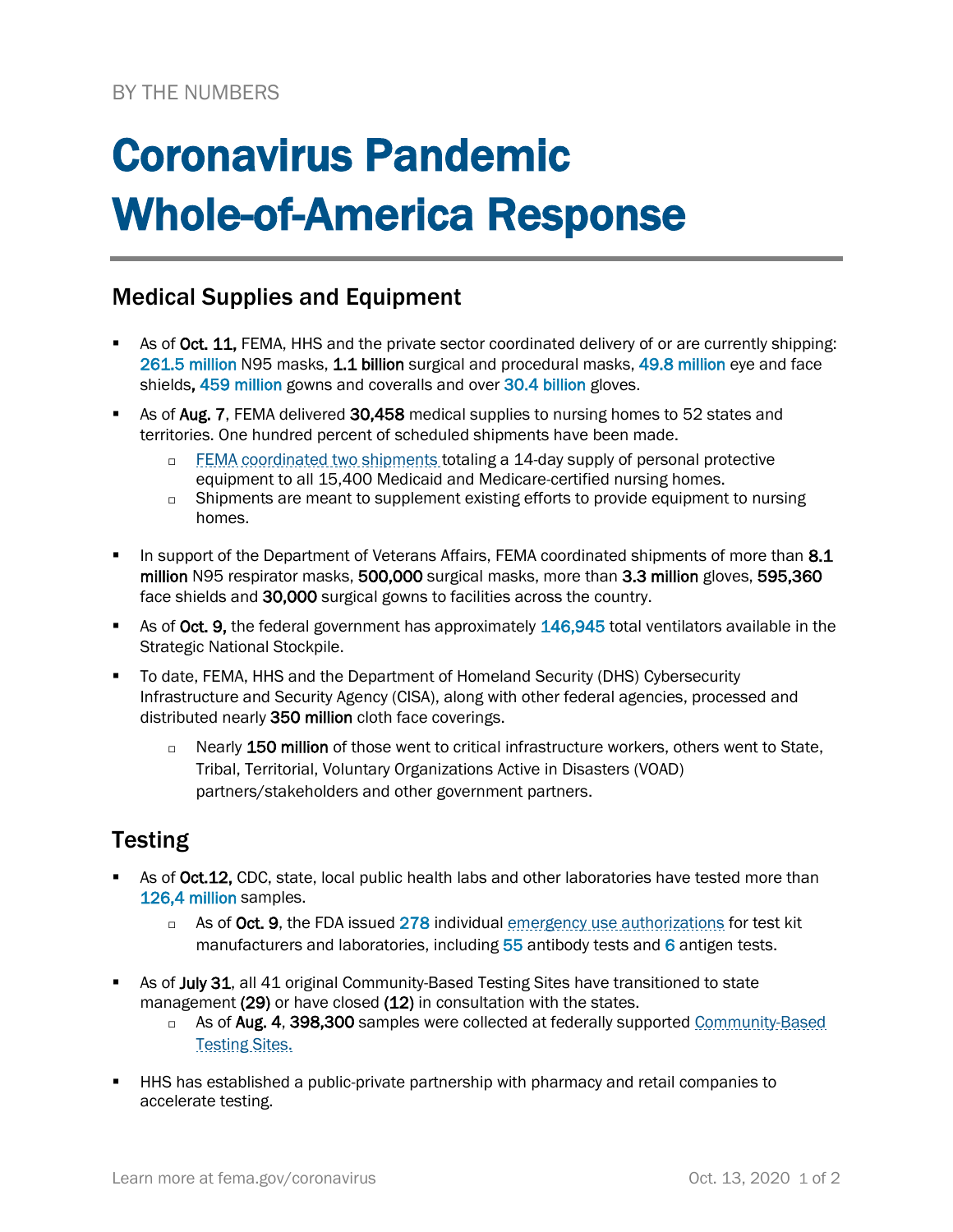BY THE NUMBERS

# Coronavirus Pandemic Whole-of-America Response

## Medical Supplies and Equipment

- As of **Oct. 11,** FEMA, HHS and the private sector coordinated delivery of or are currently shipping: 261.5 million N95 masks, **1.1 billion** surgical and procedural masks, 49.8 million eye and face shields**,** 459 million gowns and coveralls and over 30.4 billion gloves.
- As of **Aug. 7**, FEMA delivered **30,458** medical supplies to nursing homes to 52 states and territories. One hundred percent of scheduled shipments have been made.
  - FEMA coordinated two shipments totaling a 14-day supply of personal protective equipment to all 15,400 Medicaid and Medicare-certified nursing homes.
  - Shipments are meant to supplement existing efforts to provide equipment to nursing homes.
- In support of the Department of Veterans Affairs, FEMA coordinated shipments of more than **8.1 million** N95 respirator masks, **500,000** surgical masks, more than **3.3 million** gloves, **595,360** face shields and **30,000** surgical gowns to facilities across the country.
- As of **Oct. 9,** the federal government has approximately 146,945 total ventilators available in the Strategic National Stockpile.
- To date, FEMA, HHS and the Department of Homeland Security (DHS) Cybersecurity Infrastructure and Security Agency (CISA), along with other federal agencies, processed and distributed nearly **350 million** cloth face coverings.
  - Nearly **150 million** of those went to critical infrastructure workers, others went to State, Tribal, Territorial, Voluntary Organizations Active in Disasters (VOAD) partners/stakeholders and other government partners.

## Testing

- As of **Oct.12,** CDC, state, local public health labs and other laboratories have tested more than 126,4 million samples.
  - As of **Oct. 9**, the FDA issued 278 individual emergency use authorizations for test kit manufacturers and laboratories, including 55 antibody tests and 6 antigen tests.
- As of **July 31**, all 41 original Community-Based Testing Sites have transitioned to state management **(29)** or have closed **(12)** in consultation with the states.
  - As of **Aug. 4**, **398,300** samples were collected at federally supported Community-Based Testing Sites.
- HHS has established a public-private partnership with pharmacy and retail companies to accelerate testing.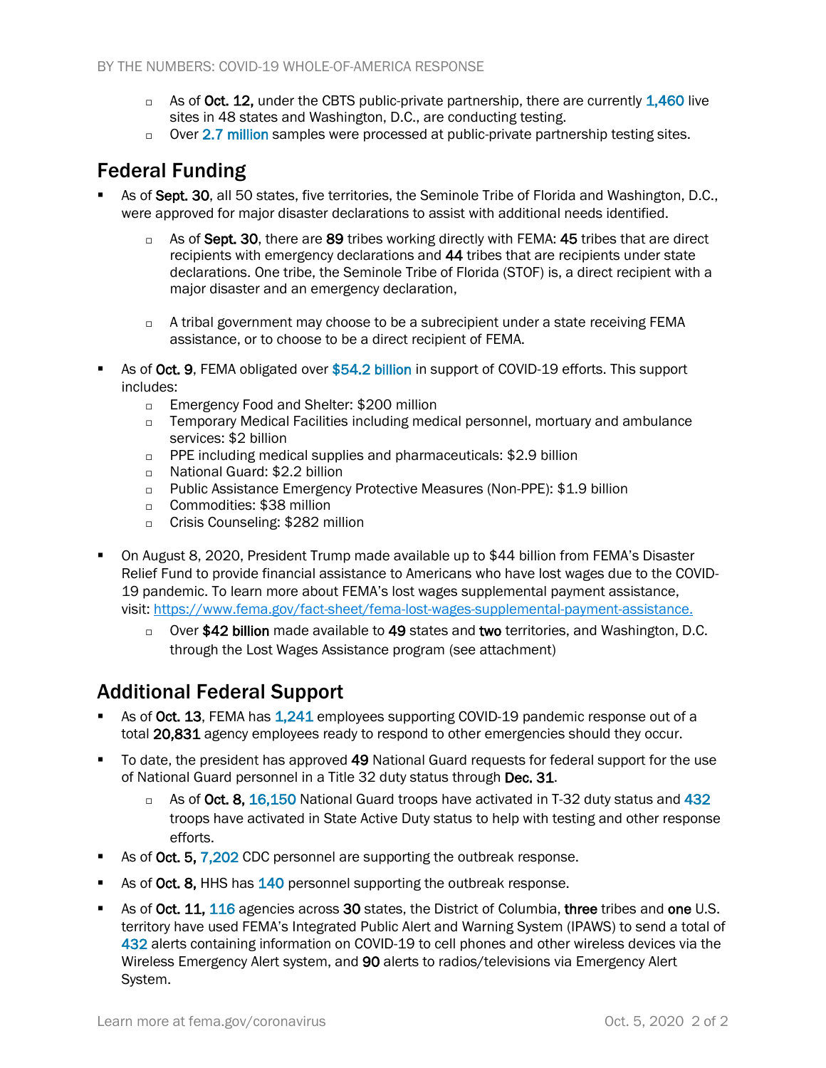- As of **Oct. 12,** under the CBTS public-private partnership, there are currently 1,460 live sites in 48 states and Washington, D.C., are conducting testing.
    - Over 2.7 million samples were processed at public-private partnership testing sites.

## Federal Funding

- As of **Sept. 30**, all 50 states, five territories, the Seminole Tribe of Florida and Washington, D.C., were approved for major disaster declarations to assist with additional needs identified.
    - As of **Sept. 30**, there are **89** tribes working directly with FEMA: **45** tribes that are direct recipients with emergency declarations and **44** tribes that are recipients under state declarations. One tribe, the Seminole Tribe of Florida (STOF) is, a direct recipient with a major disaster and an emergency declaration,
    - A tribal government may choose to be a subrecipient under a state receiving FEMA assistance, or to choose to be a direct recipient of FEMA.
- As of **Oct. 9**, FEMA obligated over $54.2 billion in support of COVID-19 efforts. This support includes:
    - Emergency Food and Shelter: $200 million
    - Temporary Medical Facilities including medical personnel, mortuary and ambulance services: $2 billion
    - PPE including medical supplies and pharmaceuticals: $2.9 billion
    - National Guard: $2.2 billion
    - Public Assistance Emergency Protective Measures (Non-PPE): $1.9 billion
    - Commodities: $38 million
    - Crisis Counseling: $282 million
- On August 8, 2020, President Trump made available up to $44 billion from FEMA's Disaster Relief Fund to provide financial assistance to Americans who have lost wages due to the COVID-19 pandemic. To learn more about FEMA's lost wages supplemental payment assistance, visit: https://www.fema.gov/fact-sheet/fema-lost-wages-supplemental-payment-assistance.
    - Over **$42 billion** made available to **49** states and **two** territories, and Washington, D.C. through the Lost Wages Assistance program (see attachment)

## Additional Federal Support

- As of **Oct. 13**, FEMA has 1,241 employees supporting COVID-19 pandemic response out of a total **20,831** agency employees ready to respond to other emergencies should they occur.
- To date, the president has approved **49** National Guard requests for federal support for the use of National Guard personnel in a Title 32 duty status through **Dec. 31**.
    - As of **Oct. 8**, 16,150 National Guard troops have activated in T-32 duty status and 432 troops have activated in State Active Duty status to help with testing and other response efforts.
- As of **Oct. 5**, 7,202 CDC personnel are supporting the outbreak response.
- As of **Oct. 8**, HHS has 140 personnel supporting the outbreak response.
- As of **Oct. 11**, 116 agencies across **30** states, the District of Columbia, **three** tribes and **one** U.S. territory have used FEMA's Integrated Public Alert and Warning System (IPAWS) to send a total of 432 alerts containing information on COVID-19 to cell phones and other wireless devices via the Wireless Emergency Alert system, and **90** alerts to radios/televisions via Emergency Alert System.